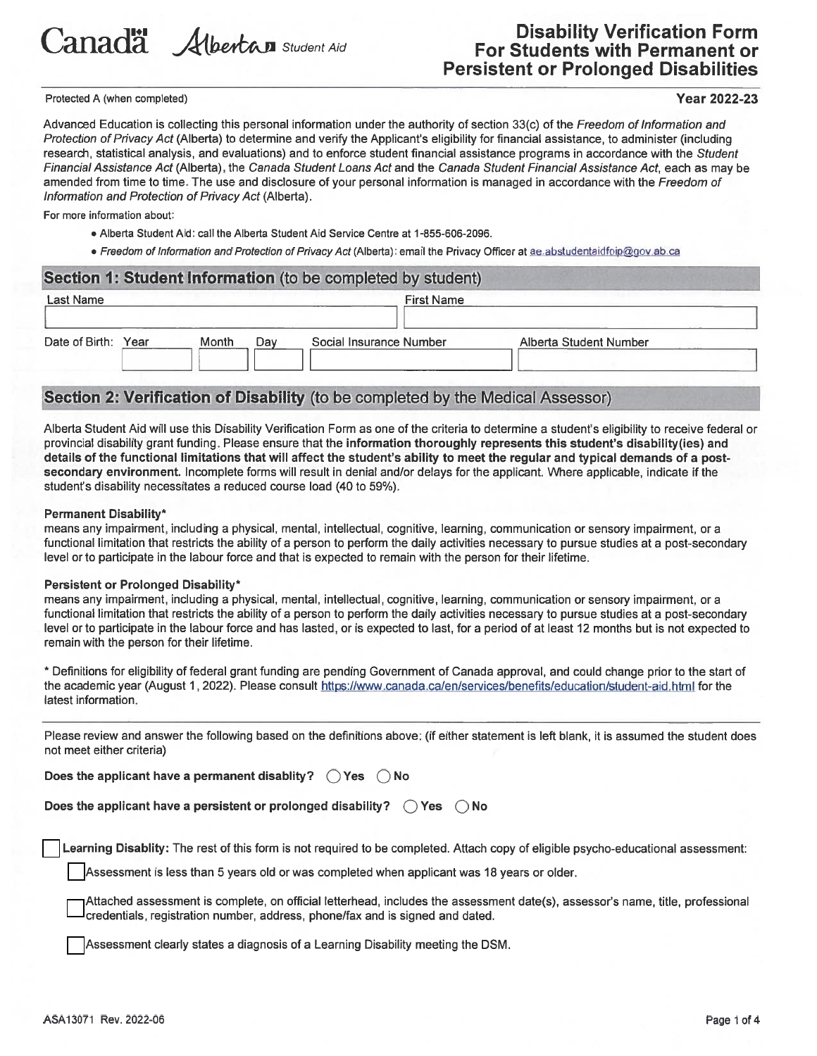Canada | Alberta Student Aid

# Disability Verification Form For Students with Permanent or Persistent or Prolonged Disabilities

Protected A (when completed)

**Year 2022-23**

Advanced Education is collecting this personal information under the authority of section 33(c) of the *Freedom of Information and Protection of Privacy Act* (Alberta) to determine and verify the Applicant's eligibility for financial assistance, to administer (including research, statistical analysis, and evaluations) and to enforce student financial assistance programs in accordance with the *Student Financial Assistance Act* (Alberta), the *Canada Student Loans Act* and the *Canada Student Financial Assistance Act*, each as may be amended from time to time. The use and disclosure of your personal information is managed in accordance with the *Freedom of Information and Protection of Privacy Act* (Alberta).

For more information about:

- Alberta Student Aid: call the Alberta Student Aid Service Centre at 1-855-606-2096.
- *Freedom of Information and Protection of Privacy Act* (Alberta): email the Privacy Officer at ae.abstudentaidfoip@gov.ab.ca

## Section 1: Student Information (to be completed by student)

| Last Name | | | | First Name |
|---|---|---|---|---|
| | | | | |

| Date of Birth: Year | Month | Day | Social Insurance Number | Alberta Student Number |
|---|---|---|---|---|
| | | | | |

## Section 2: Verification of Disability (to be completed by the Medical Assessor)

Alberta Student Aid will use this Disability Verification Form as one of the criteria to determine a student's eligibility to receive federal or provincial disability grant funding. Please ensure that the **information thoroughly represents this student's disability(ies) and details of the functional limitations that will affect the student's ability to meet the regular and typical demands of a post-secondary environment.** Incomplete forms will result in denial and/or delays for the applicant. Where applicable, indicate if the student's disability necessitates a reduced course load (40 to 59%).

**Permanent Disability***
means any impairment, including a physical, mental, intellectual, cognitive, learning, communication or sensory impairment, or a functional limitation that restricts the ability of a person to perform the daily activities necessary to pursue studies at a post-secondary level or to participate in the labour force and that is expected to remain with the person for their lifetime.

**Persistent or Prolonged Disability***
means any impairment, including a physical, mental, intellectual, cognitive, learning, communication or sensory impairment, or a functional limitation that restricts the ability of a person to perform the daily activities necessary to pursue studies at a post-secondary level or to participate in the labour force and has lasted, or is expected to last, for a period of at least 12 months but is not expected to remain with the person for their lifetime.

* Definitions for eligibility of federal grant funding are pending Government of Canada approval, and could change prior to the start of the academic year (August 1, 2022). Please consult https://www.canada.ca/en/services/benefits/education/student-aid.html for the latest information.

Please review and answer the following based on the definitions above: (if either statement is left blank, it is assumed the student does not meet either criteria)

**Does the applicant have a permanent disablity?** ◯ **Yes** ◯ **No**

**Does the applicant have a persistent or prolonged disability?** ◯ **Yes** ◯ **No**

☐ **Learning Disablity:** The rest of this form is not required to be completed. Attach copy of eligible psycho-educational assessment:

- ☐ Assessment is less than 5 years old or was completed when applicant was 18 years or older.
- ☐ Attached assessment is complete, on official letterhead, includes the assessment date(s), assessor's name, title, professional credentials, registration number, address, phone/fax and is signed and dated.
- ☐ Assessment clearly states a diagnosis of a Learning Disability meeting the DSM.

ASA13071 Rev. 2022-06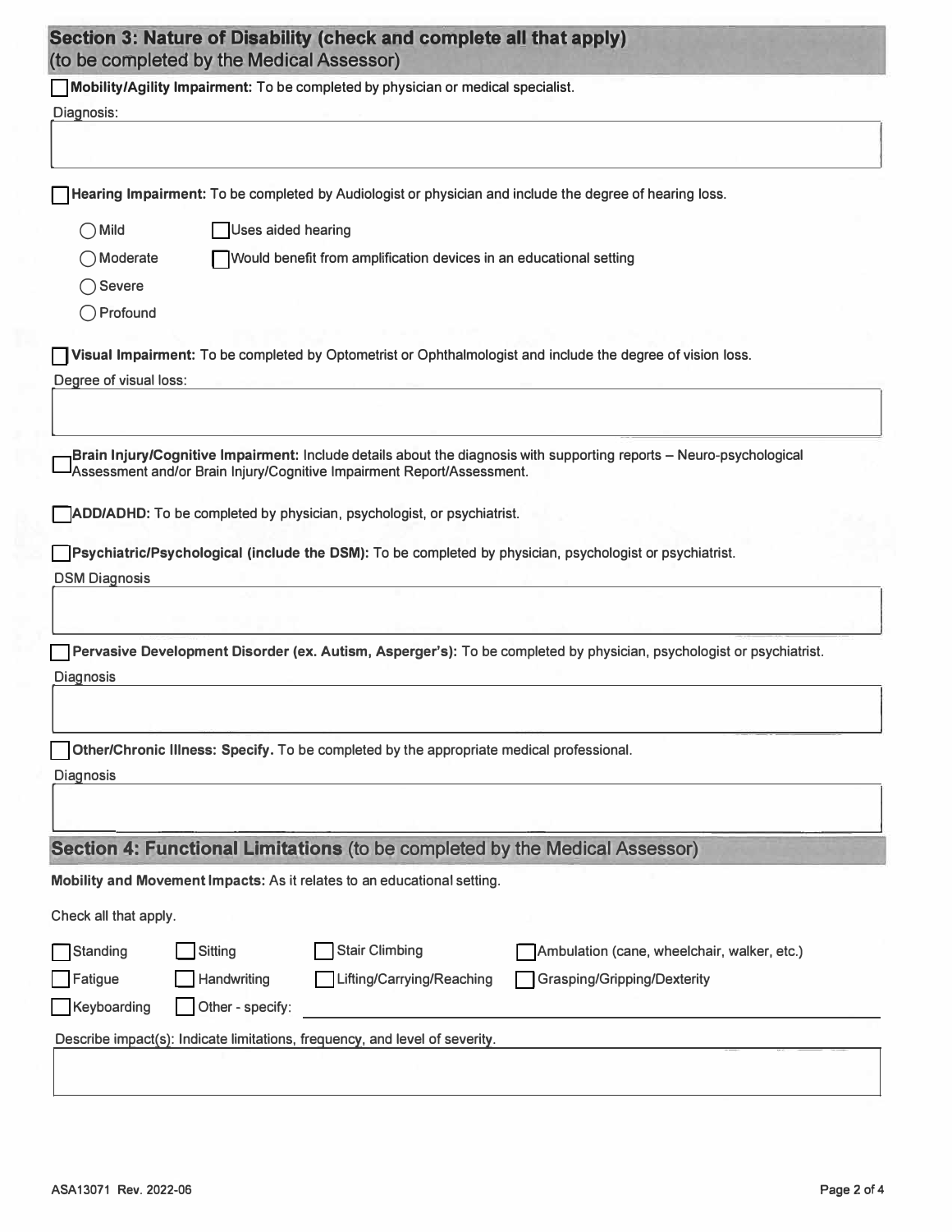## Section 3: Nature of Disability (check and complete all that apply)
(to be completed by the Medical Assessor)

☐ **Mobility/Agility Impairment:** To be completed by physician or medical specialist.

Diagnosis:

☐ **Hearing Impairment:** To be completed by Audiologist or physician and include the degree of hearing loss.

- ◯ Mild
- ◯ Moderate
- ◯ Severe
- ◯ Profound

☐ Uses aided hearing

☐ Would benefit from amplification devices in an educational setting

☐ **Visual Impairment:** To be completed by Optometrist or Ophthalmologist and include the degree of vision loss.

Degree of visual loss:

☐ **Brain Injury/Cognitive Impairment:** Include details about the diagnosis with supporting reports – Neuro-psychological Assessment and/or Brain Injury/Cognitive Impairment Report/Assessment.

☐ **ADD/ADHD:** To be completed by physician, psychologist, or psychiatrist.

☐ **Psychiatric/Psychological (include the DSM):** To be completed by physician, psychologist or psychiatrist.

DSM Diagnosis

☐ **Pervasive Development Disorder (ex. Autism, Asperger's):** To be completed by physician, psychologist or psychiatrist.

Diagnosis

☐ **Other/Chronic Illness: Specify.** To be completed by the appropriate medical professional.

Diagnosis

## Section 4: Functional Limitations (to be completed by the Medical Assessor)

**Mobility and Movement Impacts:** As it relates to an educational setting.

Check all that apply.

| | | | |
|---|---|---|---|
| ☐ Standing | ☐ Sitting | ☐ Stair Climbing | ☐ Ambulation (cane, wheelchair, walker, etc.) |
| ☐ Fatigue | ☐ Handwriting | ☐ Lifting/Carrying/Reaching | ☐ Grasping/Gripping/Dexterity |
| ☐ Keyboarding | ☐ Other - specify: | | |

Describe impact(s): Indicate limitations, frequency, and level of severity.

ASA13071 Rev. 2022-06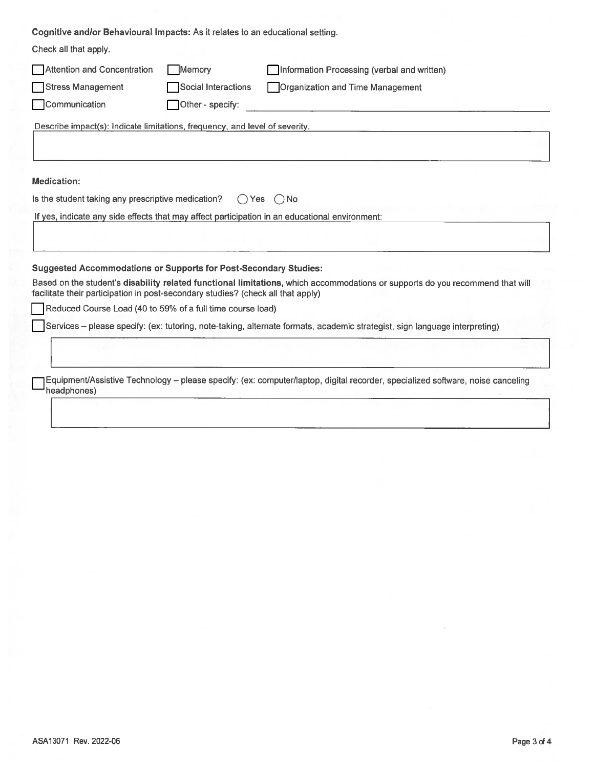**Cognitive and/or Behavioural Impacts:** As it relates to an educational setting.

Check all that apply.

- [ ] Attention and Concentration
- [ ] Memory
- [ ] Information Processing (verbal and written)
- [ ] Stress Management
- [ ] Social Interactions
- [ ] Organization and Time Management
- [ ] Communication
- [ ] Other - specify: ____________________

Describe impact(s): Indicate limitations, frequency, and level of severity.

____________________

**Medication:**

Is the student taking any prescriptive medication? ◯ Yes ◯ No

If yes, indicate any side effects that may affect participation in an educational environment:

____________________

**Suggested Accommodations or Supports for Post-Secondary Studies:**

Based on the student's **disability related functional limitations,** which accommodations or supports do you recommend that will facilitate their participation in post-secondary studies? (check all that apply)

- [ ] Reduced Course Load (40 to 59% of a full time course load)
- [ ] Services – please specify: (ex: tutoring, note-taking, alternate formats, academic strategist, sign language interpreting)

____________________

- [ ] Equipment/Assistive Technology – please specify: (ex: computer/laptop, digital recorder, specialized software, noise canceling headphones)

____________________

ASA13071 Rev. 2022-06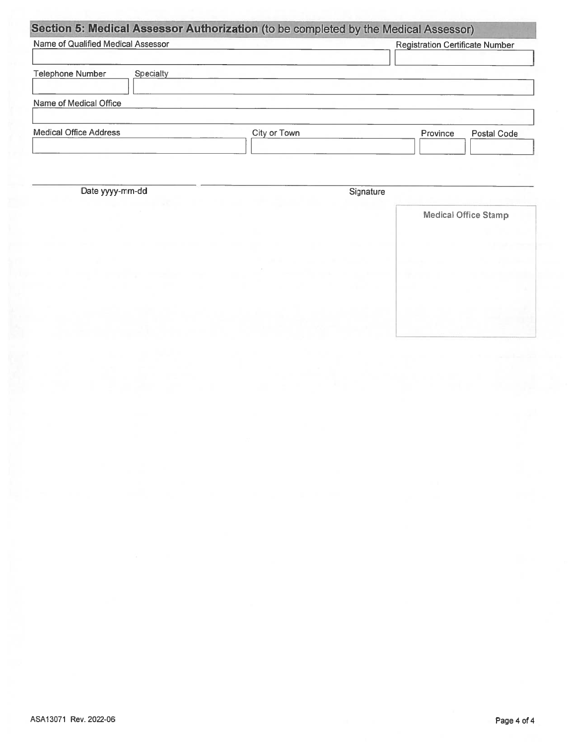## Section 5: Medical Assessor Authorization (to be completed by the Medical Assessor)

| Name of Qualified Medical Assessor | Registration Certificate Number |
|---|---|
| | |

| Telephone Number | Specialty |
|---|---|
| | |

| Name of Medical Office |
|---|
| |

| Medical Office Address | City or Town | Province | Postal Code |
|---|---|---|---|
| | | | |

Date yyyy-mm-dd

Signature

Medical Office Stamp

ASA13071 Rev. 2022-06